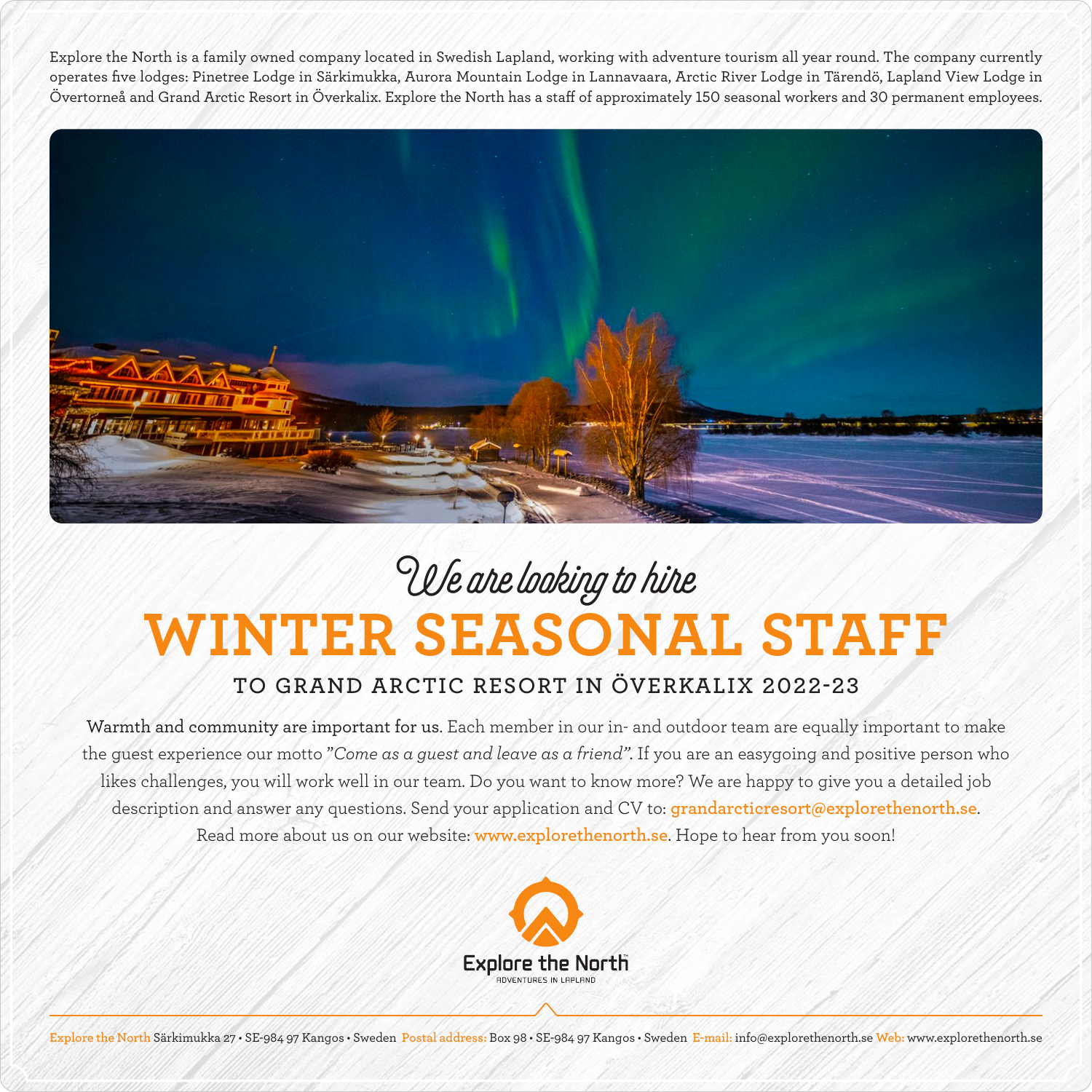Explore the North is a family owned company located in Swedish Lapland, working with adventure tourism all year round. The company currently operates five lodges: Pinetree Lodge in Särkimukka, Aurora Mountain Lodge in Lannavaara, Arctic River Lodge in Tärendö, Lapland View Lodge in Övertorneå and Grand Arctic Resort in Överkalix. Explore the North has a staff of approximately 150 seasonal workers and 30 permanent employees.

*We are looking to hire*

# WINTER SEASONAL STAFF

## TO GRAND ARCTIC RESORT IN ÖVERKALIX 2022-23

**Warmth and community are important for us.** Each member in our in- and outdoor team are equally important to make the guest experience our motto *"Come as a guest and leave as a friend"*. If you are an easygoing and positive person who likes challenges, you will work well in our team. Do you want to know more? We are happy to give you a detailed job description and answer any questions. Send your application and CV to: **grandarcticresort@explorethenorth.se**. Read more about us on our website: **www.explorethenorth.se**. Hope to hear from you soon!

Explore the North
ADVENTURES IN LAPLAND

Explore the North Särkimukka 27 • SE-984 97 Kangos • Sweden Postal address: Box 98 • SE-984 97 Kangos • Sweden E-mail: info@explorethenorth.se Web: www.explorethenorth.se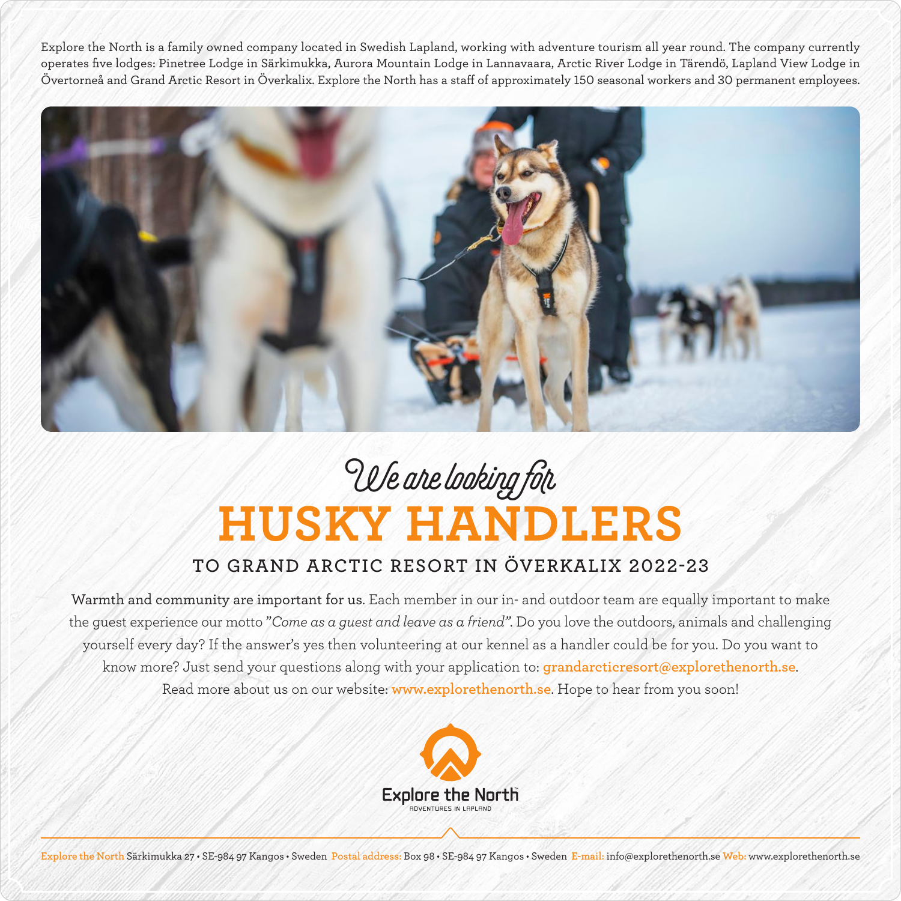Explore the North is a family owned company located in Swedish Lapland, working with adventure tourism all year round. The company currently operates five lodges: Pinetree Lodge in Särkimukka, Aurora Mountain Lodge in Lannavaara, Arctic River Lodge in Tärendö, Lapland View Lodge in Övertorneå and Grand Arctic Resort in Överkalix. Explore the North has a staff of approximately 150 seasonal workers and 30 permanent employees.

*We are looking for*

# HUSKY HANDLERS

## TO GRAND ARCTIC RESORT IN ÖVERKALIX 2022-23

**Warmth and community are important for us.** Each member in our in- and outdoor team are equally important to make the guest experience our motto *"Come as a guest and leave as a friend"*. Do you love the outdoors, animals and challenging yourself every day? If the answer's yes then volunteering at our kennel as a handler could be for you. Do you want to know more? Just send your questions along with your application to: **grandarcticresort@explorethenorth.se**. Read more about us on our website: **www.explorethenorth.se**. Hope to hear from you soon!

Explore the North™
ADVENTURES IN LAPLAND

Explore the North Särkimukka 27 • SE-984 97 Kangos • Sweden Postal address: Box 98 • SE-984 97 Kangos • Sweden E-mail: info@explorethenorth.se Web: www.explorethenorth.se